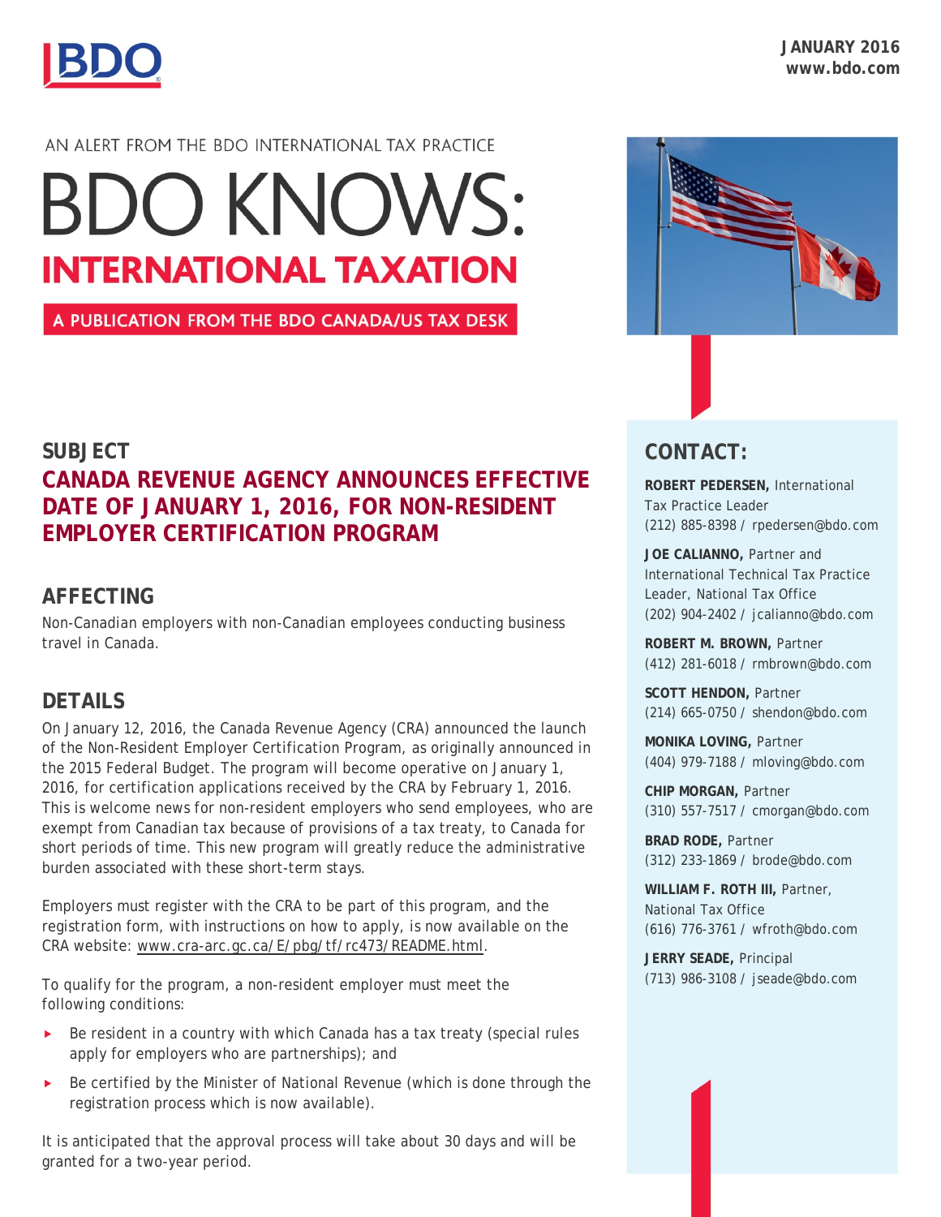JANUARY 2016
www.bdo.com

AN ALERT FROM THE BDO INTERNATIONAL TAX PRACTICE

# BDO KNOWS: INTERNATIONAL TAXATION

A PUBLICATION FROM THE BDO CANADA/US TAX DESK

## SUBJECT

### CANADA REVENUE AGENCY ANNOUNCES EFFECTIVE DATE OF JANUARY 1, 2016, FOR NON-RESIDENT EMPLOYER CERTIFICATION PROGRAM

## AFFECTING

Non-Canadian employers with non-Canadian employees conducting business travel in Canada.

## DETAILS

On January 12, 2016, the Canada Revenue Agency (CRA) announced the launch of the Non-Resident Employer Certification Program, as originally announced in the 2015 Federal Budget. The program will become operative on January 1, 2016, for certification applications received by the CRA by February 1, 2016. This is welcome news for non-resident employers who send employees, who are exempt from Canadian tax because of provisions of a tax treaty, to Canada for short periods of time. This new program will greatly reduce the administrative burden associated with these short-term stays.

Employers must register with the CRA to be part of this program, and the registration form, with instructions on how to apply, is now available on the CRA website: www.cra-arc.gc.ca/E/pbg/tf/rc473/README.html.

To qualify for the program, a non-resident employer must meet the following conditions:

- Be resident in a country with which Canada has a tax treaty (special rules apply for employers who are partnerships); and
- Be certified by the Minister of National Revenue (which is done through the registration process which is now available).

It is anticipated that the approval process will take about 30 days and will be granted for a two-year period.

## CONTACT:

**ROBERT PEDERSEN,** International Tax Practice Leader
(212) 885-8398 / rpedersen@bdo.com

**JOE CALIANNO,** Partner and International Technical Tax Practice Leader, National Tax Office
(202) 904-2402 / jcalianno@bdo.com

**ROBERT M. BROWN,** Partner
(412) 281-6018 / rmbrown@bdo.com

**SCOTT HENDON,** Partner
(214) 665-0750 / shendon@bdo.com

**MONIKA LOVING,** Partner
(404) 979-7188 / mloving@bdo.com

**CHIP MORGAN,** Partner
(310) 557-7517 / cmorgan@bdo.com

**BRAD RODE,** Partner
(312) 233-1869 / brode@bdo.com

**WILLIAM F. ROTH III,** Partner, National Tax Office
(616) 776-3761 / wfroth@bdo.com

**JERRY SEADE,** Principal
(713) 986-3108 / jseade@bdo.com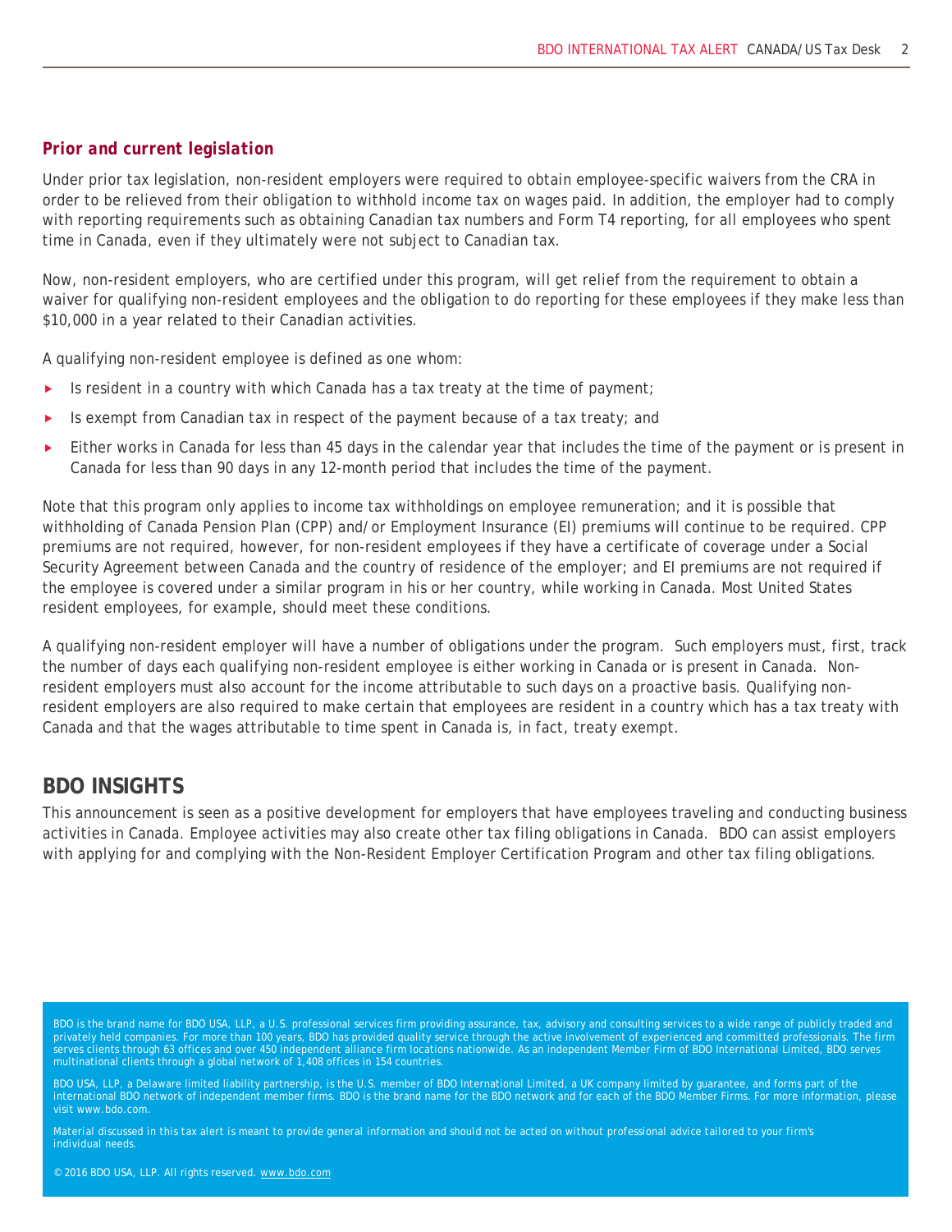### *Prior and current legislation*

Under prior tax legislation, non-resident employers were required to obtain employee-specific waivers from the CRA in order to be relieved from their obligation to withhold income tax on wages paid. In addition, the employer had to comply with reporting requirements such as obtaining Canadian tax numbers and Form T4 reporting, for all employees who spent time in Canada, even if they ultimately were not subject to Canadian tax.

Now, non-resident employers, who are certified under this program, will get relief from the requirement to obtain a waiver for qualifying non-resident employees and the obligation to do reporting for these employees if they make less than $10,000 in a year related to their Canadian activities.

A qualifying non-resident employee is defined as one whom:

- Is resident in a country with which Canada has a tax treaty at the time of payment;
- Is exempt from Canadian tax in respect of the payment because of a tax treaty; and
- Either works in Canada for less than 45 days in the calendar year that includes the time of the payment or is present in Canada for less than 90 days in any 12-month period that includes the time of the payment.

Note that this program only applies to income tax withholdings on employee remuneration; and it is possible that withholding of Canada Pension Plan (CPP) and/or Employment Insurance (EI) premiums will continue to be required. CPP premiums are not required, however, for non-resident employees if they have a certificate of coverage under a Social Security Agreement between Canada and the country of residence of the employer; and EI premiums are not required if the employee is covered under a similar program in his or her country, while working in Canada. Most United States resident employees, for example, should meet these conditions.

A qualifying non-resident employer will have a number of obligations under the program. Such employers must, first, track the number of days each qualifying non-resident employee is either working in Canada or is present in Canada. Non-resident employers must also account for the income attributable to such days on a proactive basis. Qualifying non-resident employers are also required to make certain that employees are resident in a country which has a tax treaty with Canada and that the wages attributable to time spent in Canada is, in fact, treaty exempt.

## BDO INSIGHTS

This announcement is seen as a positive development for employers that have employees traveling and conducting business activities in Canada. Employee activities may also create other tax filing obligations in Canada. BDO can assist employers with applying for and complying with the Non-Resident Employer Certification Program and other tax filing obligations.

BDO is the brand name for BDO USA, LLP, a U.S. professional services firm providing assurance, tax, advisory and consulting services to a wide range of publicly traded and privately held companies. For more than 100 years, BDO has provided quality service through the active involvement of experienced and committed professionals. The firm serves clients through 63 offices and over 450 independent alliance firm locations nationwide. As an independent Member Firm of BDO International Limited, BDO serves multinational clients through a global network of 1,408 offices in 154 countries.

BDO USA, LLP, a Delaware limited liability partnership, is the U.S. member of BDO International Limited, a UK company limited by guarantee, and forms part of the international BDO network of independent member firms. BDO is the brand name for the BDO network and for each of the BDO Member Firms. For more information, please visit www.bdo.com.

Material discussed in this tax alert is meant to provide general information and should not be acted on without professional advice tailored to your firm's individual needs.

© 2016 BDO USA, LLP. All rights reserved. www.bdo.com